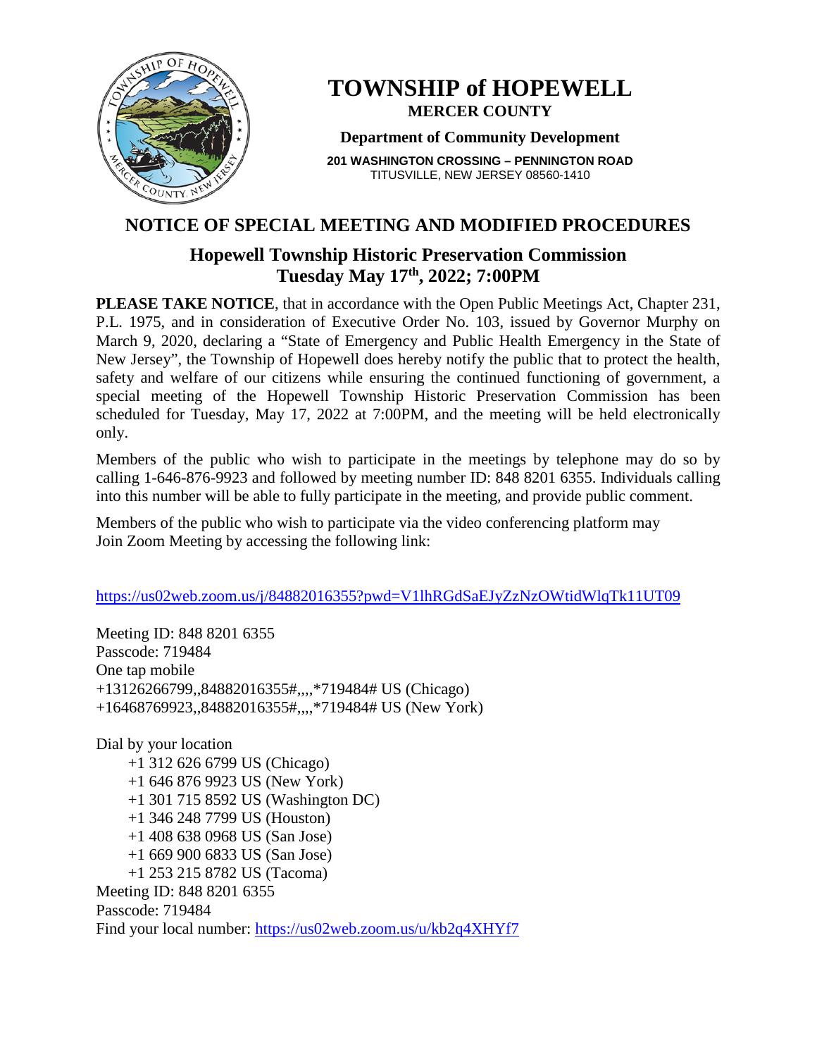# TOWNSHIP of HOPEWELL

**MERCER COUNTY**

**Department of Community Development**

**201 WASHINGTON CROSSING – PENNINGTON ROAD**
TITUSVILLE, NEW JERSEY 08560-1410

## NOTICE OF SPECIAL MEETING AND MODIFIED PROCEDURES

### Hopewell Township Historic Preservation Commission
### Tuesday May 17th, 2022; 7:00PM

**PLEASE TAKE NOTICE**, that in accordance with the Open Public Meetings Act, Chapter 231, P.L. 1975, and in consideration of Executive Order No. 103, issued by Governor Murphy on March 9, 2020, declaring a "State of Emergency and Public Health Emergency in the State of New Jersey", the Township of Hopewell does hereby notify the public that to protect the health, safety and welfare of our citizens while ensuring the continued functioning of government, a special meeting of the Hopewell Township Historic Preservation Commission has been scheduled for Tuesday, May 17, 2022 at 7:00PM, and the meeting will be held electronically only.

Members of the public who wish to participate in the meetings by telephone may do so by calling 1-646-876-9923 and followed by meeting number ID: 848 8201 6355. Individuals calling into this number will be able to fully participate in the meeting, and provide public comment.

Members of the public who wish to participate via the video conferencing platform may Join Zoom Meeting by accessing the following link:

https://us02web.zoom.us/j/84882016355?pwd=V1lhRGdSaEJyZzNzOWtidWlqTk11UT09

Meeting ID: 848 8201 6355
Passcode: 719484
One tap mobile
+13126266799,,84882016355#,,,,*719484# US (Chicago)
+16468769923,,84882016355#,,,,*719484# US (New York)

Dial by your location
- +1 312 626 6799 US (Chicago)
- +1 646 876 9923 US (New York)
- +1 301 715 8592 US (Washington DC)
- +1 346 248 7799 US (Houston)
- +1 408 638 0968 US (San Jose)
- +1 669 900 6833 US (San Jose)
- +1 253 215 8782 US (Tacoma)

Meeting ID: 848 8201 6355
Passcode: 719484
Find your local number: https://us02web.zoom.us/u/kb2q4XHYf7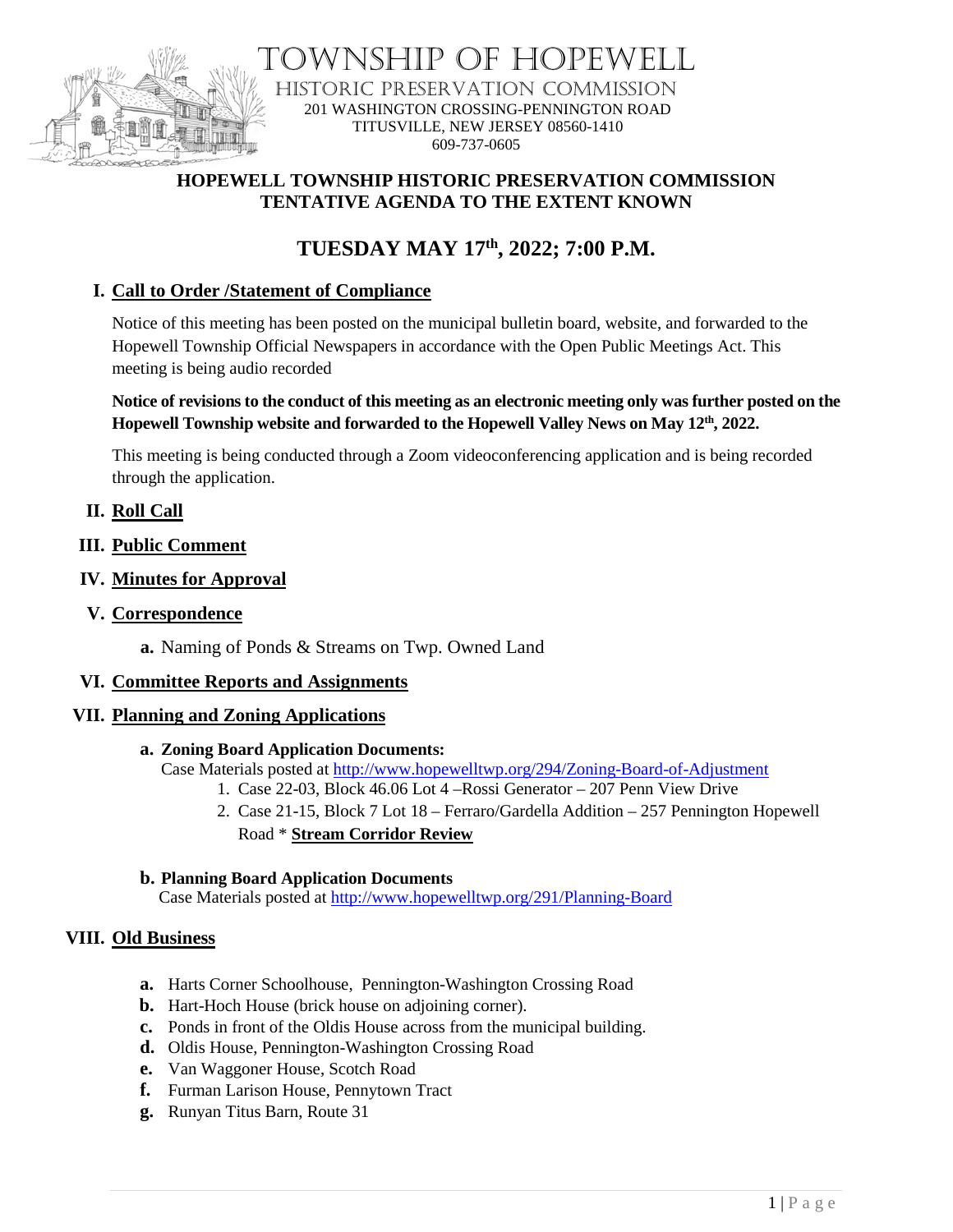# TOWNSHIP OF HOPEWELL

## HISTORIC PRESERVATION COMMISSION

201 WASHINGTON CROSSING-PENNINGTON ROAD
TITUSVILLE, NEW JERSEY 08560-1410
609-737-0605

**HOPEWELL TOWNSHIP HISTORIC PRESERVATION COMMISSION**
**TENTATIVE AGENDA TO THE EXTENT KNOWN**

# TUESDAY MAY 17th, 2022; 7:00 P.M.

## I. Call to Order /Statement of Compliance

Notice of this meeting has been posted on the municipal bulletin board, website, and forwarded to the Hopewell Township Official Newspapers in accordance with the Open Public Meetings Act. This meeting is being audio recorded

**Notice of revisions to the conduct of this meeting as an electronic meeting only was further posted on the Hopewell Township website and forwarded to the Hopewell Valley News on May 12th, 2022.**

This meeting is being conducted through a Zoom videoconferencing application and is being recorded through the application.

## II. Roll Call

## III. Public Comment

## IV. Minutes for Approval

## V. Correspondence

**a.** Naming of Ponds & Streams on Twp. Owned Land

## VI. Committee Reports and Assignments

## VII. Planning and Zoning Applications

**a. Zoning Board Application Documents:**
Case Materials posted at http://www.hopewelltwp.org/294/Zoning-Board-of-Adjustment

1. Case 22-03, Block 46.06 Lot 4 –Rossi Generator – 207 Penn View Drive
2. Case 21-15, Block 7 Lot 18 – Ferraro/Gardella Addition – 257 Pennington Hopewell Road * **Stream Corridor Review**

**b. Planning Board Application Documents**
Case Materials posted at http://www.hopewelltwp.org/291/Planning-Board

## VIII. Old Business

**a.** Harts Corner Schoolhouse, Pennington-Washington Crossing Road
**b.** Hart-Hoch House (brick house on adjoining corner).
**c.** Ponds in front of the Oldis House across from the municipal building.
**d.** Oldis House, Pennington-Washington Crossing Road
**e.** Van Waggoner House, Scotch Road
**f.** Furman Larison House, Pennytown Tract
**g.** Runyan Titus Barn, Route 31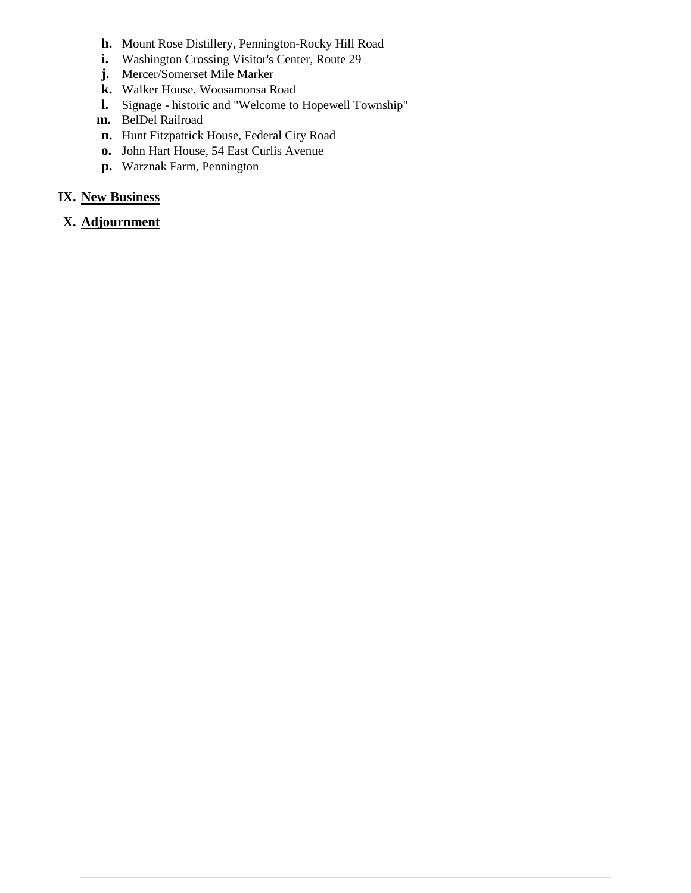- **h.** Mount Rose Distillery, Pennington-Rocky Hill Road
- **i.** Washington Crossing Visitor's Center, Route 29
- **j.** Mercer/Somerset Mile Marker
- **k.** Walker House, Woosamonsa Road
- **l.** Signage - historic and "Welcome to Hopewell Township"
- **m.** BelDel Railroad
- **n.** Hunt Fitzpatrick House, Federal City Road
- **o.** John Hart House, 54 East Curlis Avenue
- **p.** Warznak Farm, Pennington

**IX. <u>New Business</u>**

**X. <u>Adjournment</u>**